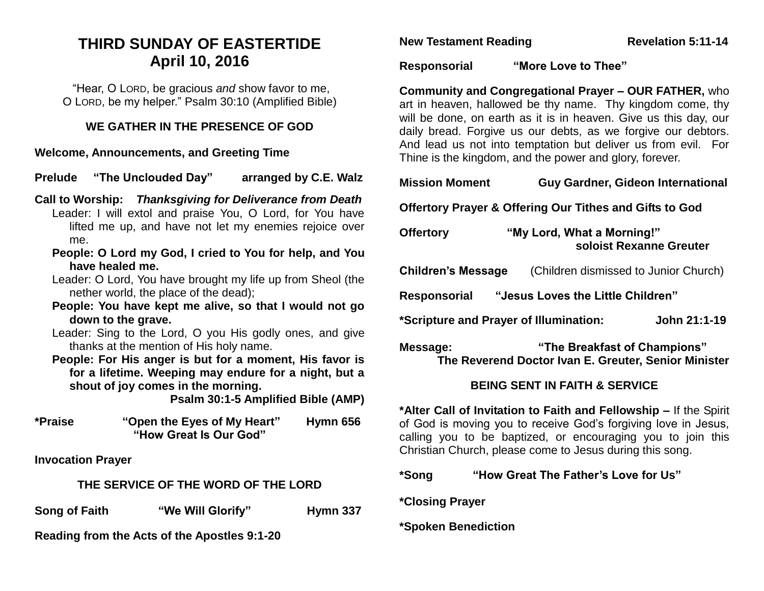# THIRD SUNDAY OF EASTERTIDE
# April 10, 2016

"Hear, O LORD, be gracious *and* show favor to me,
O LORD, be my helper." Psalm 30:10 (Amplified Bible)

## WE GATHER IN THE PRESENCE OF GOD

**Welcome, Announcements, and Greeting Time**

**Prelude "The Unclouded Day" arranged by C.E. Walz**

**Call to Worship:** ***Thanksgiving for Deliverance from Death***

Leader: I will extol and praise You, O Lord, for You have lifted me up, and have not let my enemies rejoice over me.

**People: O Lord my God, I cried to You for help, and You have healed me.**

Leader: O Lord, You have brought my life up from Sheol (the nether world, the place of the dead);

**People: You have kept me alive, so that I would not go down to the grave.**

Leader: Sing to the Lord, O you His godly ones, and give thanks at the mention of His holy name.

**People: For His anger is but for a moment, His favor is for a lifetime. Weeping may endure for a night, but a shout of joy comes in the morning.**

**Psalm 30:1-5 Amplified Bible (AMP)**

**\*Praise "Open the Eyes of My Heart" Hymn 656**
**"How Great Is Our God"**

**Invocation Prayer**

## THE SERVICE OF THE WORD OF THE LORD

**Song of Faith "We Will Glorify" Hymn 337**

**Reading from the Acts of the Apostles 9:1-20**

**New Testament Reading Revelation 5:11-14**

**Responsorial "More Love to Thee"**

**Community and Congregational Prayer – OUR FATHER,** who art in heaven, hallowed be thy name. Thy kingdom come, thy will be done, on earth as it is in heaven. Give us this day, our daily bread. Forgive us our debts, as we forgive our debtors. And lead us not into temptation but deliver us from evil. For Thine is the kingdom, and the power and glory, forever.

**Mission Moment Guy Gardner, Gideon International**

**Offertory Prayer & Offering Our Tithes and Gifts to God**

**Offertory "My Lord, What a Morning!"**
**soloist Rexanne Greuter**

**Children's Message** (Children dismissed to Junior Church)

**Responsorial "Jesus Loves the Little Children"**

**\*Scripture and Prayer of Illumination: John 21:1-19**

**Message: "The Breakfast of Champions"**
**The Reverend Doctor Ivan E. Greuter, Senior Minister**

## BEING SENT IN FAITH & SERVICE

**\*Alter Call of Invitation to Faith and Fellowship –** If the Spirit of God is moving you to receive God's forgiving love in Jesus, calling you to be baptized, or encouraging you to join this Christian Church, please come to Jesus during this song.

**\*Song "How Great The Father's Love for Us"**

**\*Closing Prayer**

**\*Spoken Benediction**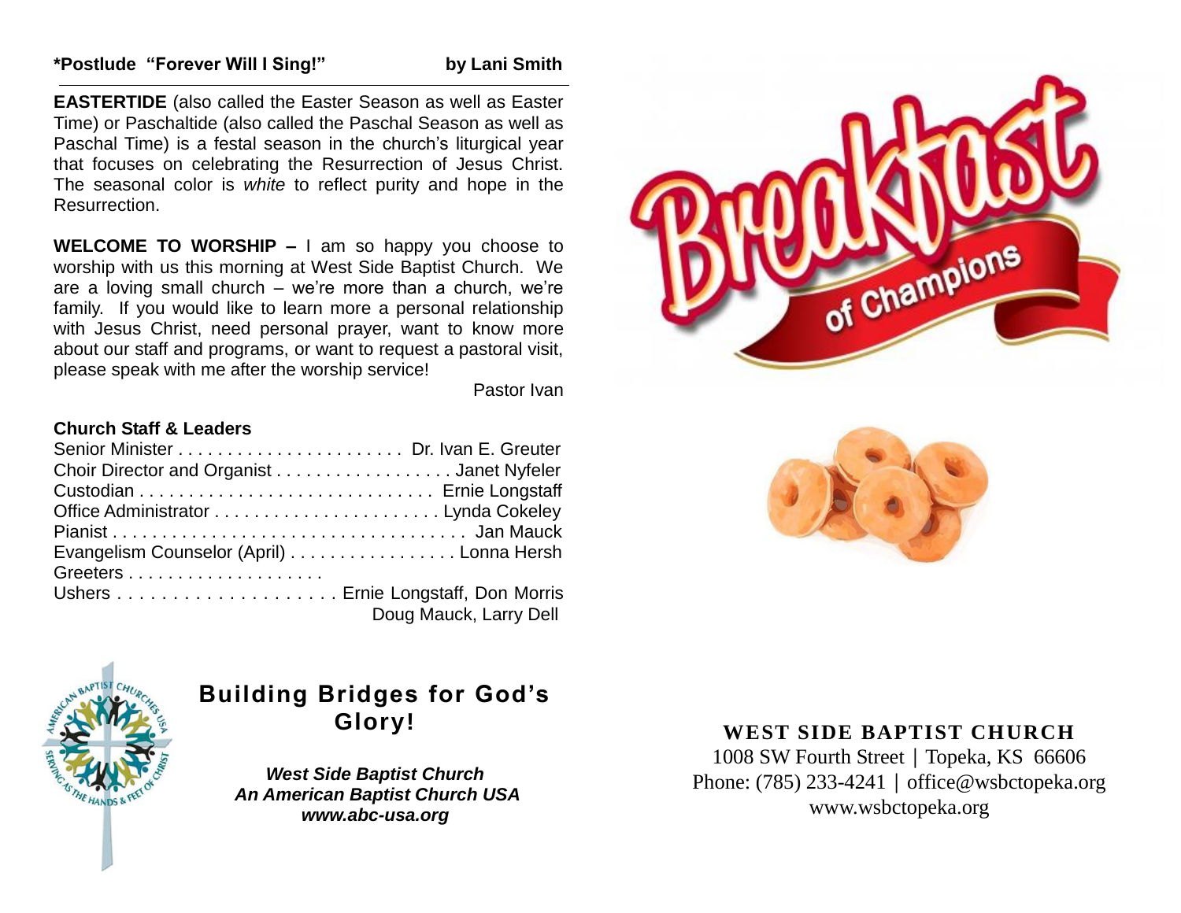**\*Postlude "Forever Will I Sing!"** **by Lani Smith**

**EASTERTIDE** (also called the Easter Season as well as Easter Time) or Paschaltide (also called the Paschal Season as well as Paschal Time) is a festal season in the church's liturgical year that focuses on celebrating the Resurrection of Jesus Christ. The seasonal color is *white* to reflect purity and hope in the Resurrection.

**WELCOME TO WORSHIP –** I am so happy you choose to worship with us this morning at West Side Baptist Church. We are a loving small church – we're more than a church, we're family. If you would like to learn more a personal relationship with Jesus Christ, need personal prayer, want to know more about our staff and programs, or want to request a pastoral visit, please speak with me after the worship service!

Pastor Ivan

**Church Staff & Leaders**

Senior Minister . . . . . . . . . . . . . . . . . . . . . . . Dr. Ivan E. Greuter
Choir Director and Organist . . . . . . . . . . . . . . . . . . Janet Nyfeler
Custodian . . . . . . . . . . . . . . . . . . . . . . . . . . . . . Ernie Longstaff
Office Administrator . . . . . . . . . . . . . . . . . . . . . . Lynda Cokeley
Pianist . . . . . . . . . . . . . . . . . . . . . . . . . . . . . . . . . . . Jan Mauck
Evangelism Counselor (April) . . . . . . . . . . . . . . . . . Lonna Hersh
Greeters . . . . . . . . . . . . . . . . . . . .
Ushers . . . . . . . . . . . . . . . . . . . . Ernie Longstaff, Don Morris
Doug Mauck, Larry Dell

Breakfast of Champions

## Building Bridges for God's Glory!

***West Side Baptist Church***
***An American Baptist Church USA***
***www.abc-usa.org***

**WEST SIDE BAPTIST CHURCH**
1008 SW Fourth Street | Topeka, KS 66606
Phone: (785) 233-4241 | office@wsbctopeka.org
www.wsbctopeka.org